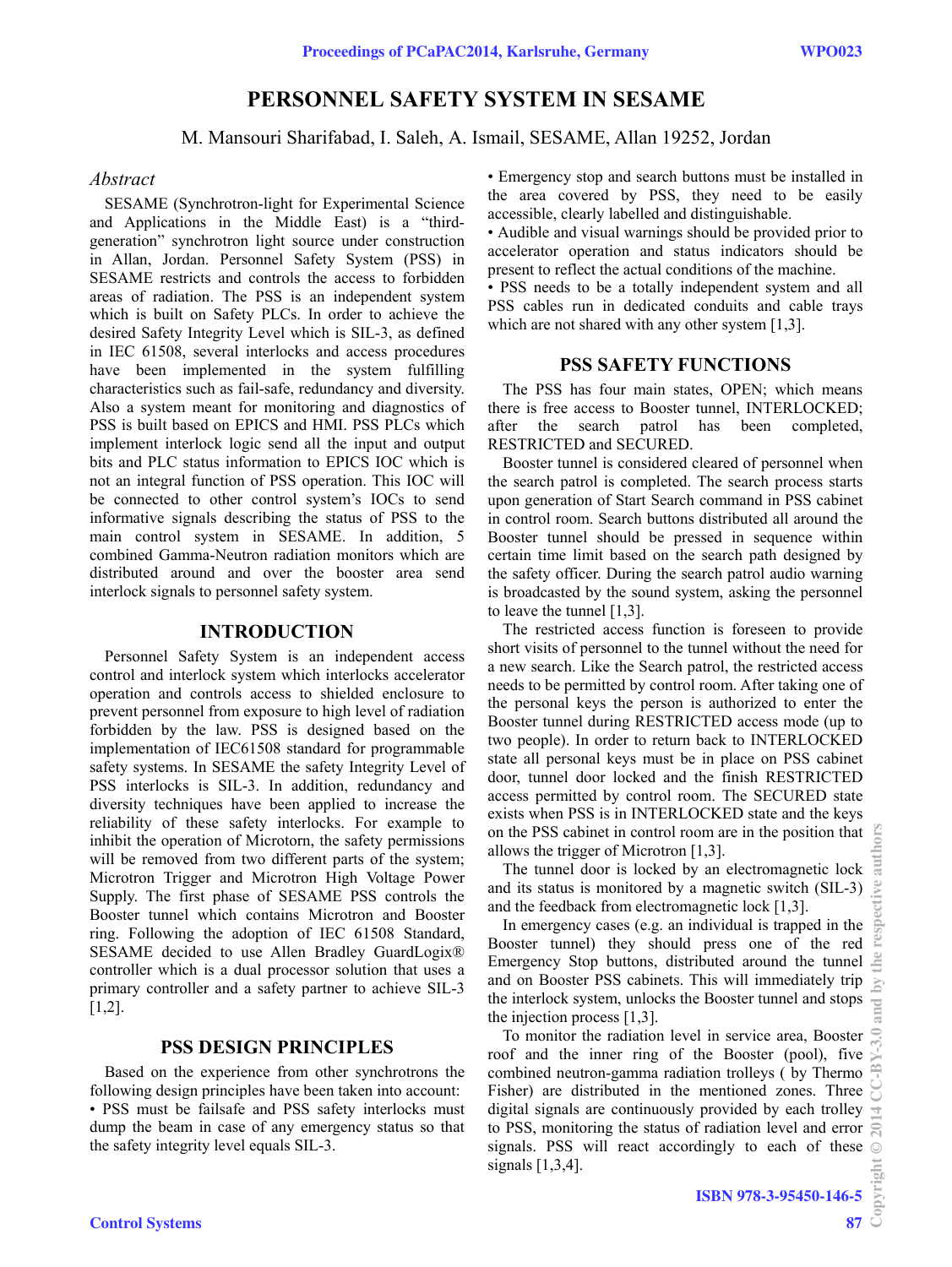# PERSONNEL SAFETY SYSTEM IN SESAME

M. Mansouri Sharifabad, I. Saleh, A. Ismail, SESAME, Allan 19252, Jordan

## *Abstract*

SESAME (Synchrotron-light for Experimental Science and Applications in the Middle East) is a "third-generation" synchrotron light source under construction in Allan, Jordan. Personnel Safety System (PSS) in SESAME restricts and controls the access to forbidden areas of radiation. The PSS is an independent system which is built on Safety PLCs. In order to achieve the desired Safety Integrity Level which is SIL-3, as defined in IEC 61508, several interlocks and access procedures have been implemented in the system fulfilling characteristics such as fail-safe, redundancy and diversity. Also a system meant for monitoring and diagnostics of PSS is built based on EPICS and HMI. PSS PLCs which implement interlock logic send all the input and output bits and PLC status information to EPICS IOC which is not an integral function of PSS operation. This IOC will be connected to other control system's IOCs to send informative signals describing the status of PSS to the main control system in SESAME. In addition, 5 combined Gamma-Neutron radiation monitors which are distributed around and over the booster area send interlock signals to personnel safety system.

## INTRODUCTION

Personnel Safety System is an independent access control and interlock system which interlocks accelerator operation and controls access to shielded enclosure to prevent personnel from exposure to high level of radiation forbidden by the law. PSS is designed based on the implementation of IEC61508 standard for programmable safety systems. In SESAME the safety Integrity Level of PSS interlocks is SIL-3. In addition, redundancy and diversity techniques have been applied to increase the reliability of these safety interlocks. For example to inhibit the operation of Microtorn, the safety permissions will be removed from two different parts of the system; Microtron Trigger and Microtron High Voltage Power Supply. The first phase of SESAME PSS controls the Booster tunnel which contains Microtron and Booster ring. Following the adoption of IEC 61508 Standard, SESAME decided to use Allen Bradley GuardLogix® controller which is a dual processor solution that uses a primary controller and a safety partner to achieve SIL-3 [1,2].

## PSS DESIGN PRINCIPLES

Based on the experience from other synchrotrons the following design principles have been taken into account:

- PSS must be failsafe and PSS safety interlocks must dump the beam in case of any emergency status so that the safety integrity level equals SIL-3.
- Emergency stop and search buttons must be installed in the area covered by PSS, they need to be easily accessible, clearly labelled and distinguishable.
- Audible and visual warnings should be provided prior to accelerator operation and status indicators should be present to reflect the actual conditions of the machine.
- PSS needs to be a totally independent system and all PSS cables run in dedicated conduits and cable trays which are not shared with any other system [1,3].

## PSS SAFETY FUNCTIONS

The PSS has four main states, OPEN; which means there is free access to Booster tunnel, INTERLOCKED; after the search patrol has been completed, RESTRICTED and SECURED.

Booster tunnel is considered cleared of personnel when the search patrol is completed. The search process starts upon generation of Start Search command in PSS cabinet in control room. Search buttons distributed all around the Booster tunnel should be pressed in sequence within certain time limit based on the search path designed by the safety officer. During the search patrol audio warning is broadcasted by the sound system, asking the personnel to leave the tunnel [1,3].

The restricted access function is foreseen to provide short visits of personnel to the tunnel without the need for a new search. Like the Search patrol, the restricted access needs to be permitted by control room. After taking one of the personal keys the person is authorized to enter the Booster tunnel during RESTRICTED access mode (up to two people). In order to return back to INTERLOCKED state all personal keys must be in place on PSS cabinet door, tunnel door locked and the finish RESTRICTED access permitted by control room. The SECURED state exists when PSS is in INTERLOCKED state and the keys on the PSS cabinet in control room are in the position that allows the trigger of Microtron [1,3].

The tunnel door is locked by an electromagnetic lock and its status is monitored by a magnetic switch (SIL-3) and the feedback from electromagnetic lock [1,3].

In emergency cases (e.g. an individual is trapped in the Booster tunnel) they should press one of the red Emergency Stop buttons, distributed around the tunnel and on Booster PSS cabinets. This will immediately trip the interlock system, unlocks the Booster tunnel and stops the injection process [1,3].

To monitor the radiation level in service area, Booster roof and the inner ring of the Booster (pool), five combined neutron-gamma radiation trolleys ( by Thermo Fisher) are distributed in the mentioned zones. Three digital signals are continuously provided by each trolley to PSS, monitoring the status of radiation level and error signals. PSS will react accordingly to each of these signals [1,3,4].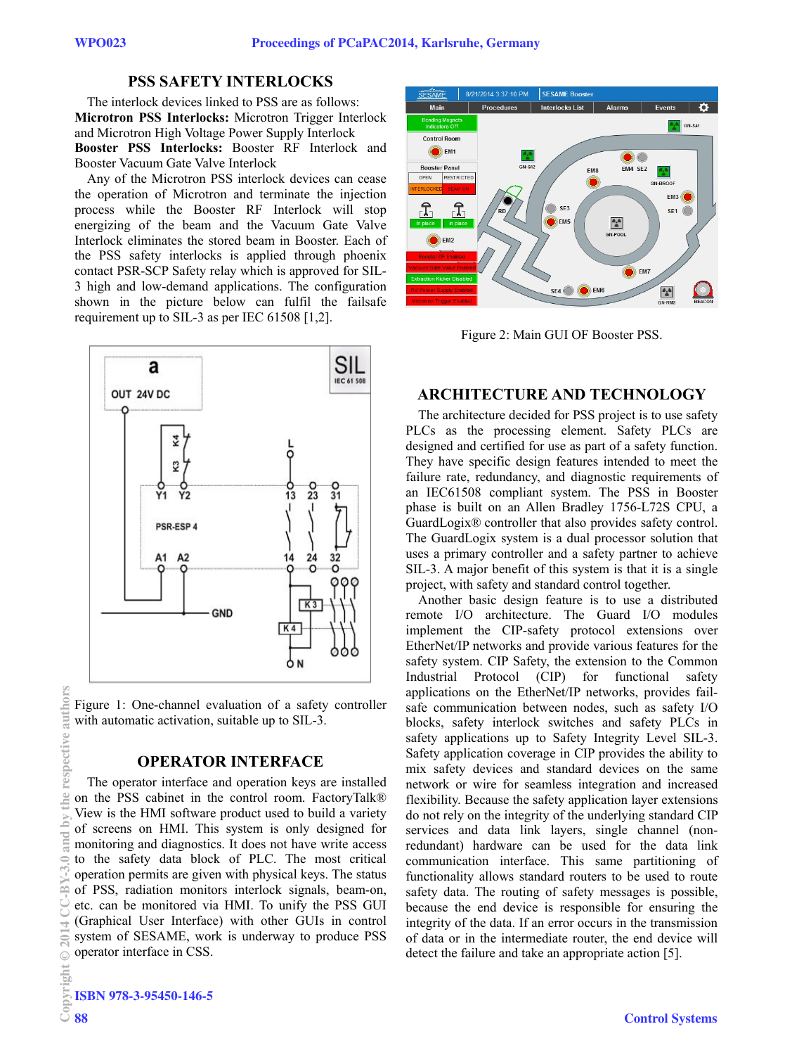## PSS SAFETY INTERLOCKS

The interlock devices linked to PSS are as follows:
**Microtron PSS Interlocks:** Microtron Trigger Interlock and Microtron High Voltage Power Supply Interlock
**Booster PSS Interlocks:** Booster RF Interlock and Booster Vacuum Gate Valve Interlock

Any of the Microtron PSS interlock devices can cease the operation of Microtron and terminate the injection process while the Booster RF Interlock will stop energizing of the beam and the Vacuum Gate Valve Interlock eliminates the stored beam in Booster. Each of the PSS safety interlocks is applied through phoenix contact PSR-SCP Safety relay which is approved for SIL-3 high and low-demand applications. The configuration shown in the picture below can fulfil the failsafe requirement up to SIL-3 as per IEC 61508 [1,2].

Figure 1: One-channel evaluation of a safety controller with automatic activation, suitable up to SIL-3.

## OPERATOR INTERFACE

The operator interface and operation keys are installed on the PSS cabinet in the control room. FactoryTalk® View is the HMI software product used to build a variety of screens on HMI. This system is only designed for monitoring and diagnostics. It does not have write access to the safety data block of PLC. The most critical operation permits are given with physical keys. The status of PSS, radiation monitors interlock signals, beam-on, etc. can be monitored via HMI. To unify the PSS GUI (Graphical User Interface) with other GUIs in control system of SESAME, work is underway to produce PSS operator interface in CSS.

Figure 2: Main GUI OF Booster PSS.

## ARCHITECTURE AND TECHNOLOGY

The architecture decided for PSS project is to use safety PLCs as the processing element. Safety PLCs are designed and certified for use as part of a safety function. They have specific design features intended to meet the failure rate, redundancy, and diagnostic requirements of an IEC61508 compliant system. The PSS in Booster phase is built on an Allen Bradley 1756-L72S CPU, a GuardLogix® controller that also provides safety control. The GuardLogix system is a dual processor solution that uses a primary controller and a safety partner to achieve SIL-3. A major benefit of this system is that it is a single project, with safety and standard control together.

Another basic design feature is to use a distributed remote I/O architecture. The Guard I/O modules implement the CIP-safety protocol extensions over EtherNet/IP networks and provide various features for the safety system. CIP Safety, the extension to the Common Industrial Protocol (CIP) for functional safety applications on the EtherNet/IP networks, provides fail-safe communication between nodes, such as safety I/O blocks, safety interlock switches and safety PLCs in safety applications up to Safety Integrity Level SIL-3. Safety application coverage in CIP provides the ability to mix safety devices and standard devices on the same network or wire for seamless integration and increased flexibility. Because the safety application layer extensions do not rely on the integrity of the underlying standard CIP services and data link layers, single channel (non-redundant) hardware can be used for the data link communication interface. This same partitioning of functionality allows standard routers to be used to route safety data. The routing of safety messages is possible, because the end device is responsible for ensuring the integrity of the data. If an error occurs in the transmission of data or in the intermediate router, the end device will detect the failure and take an appropriate action [5].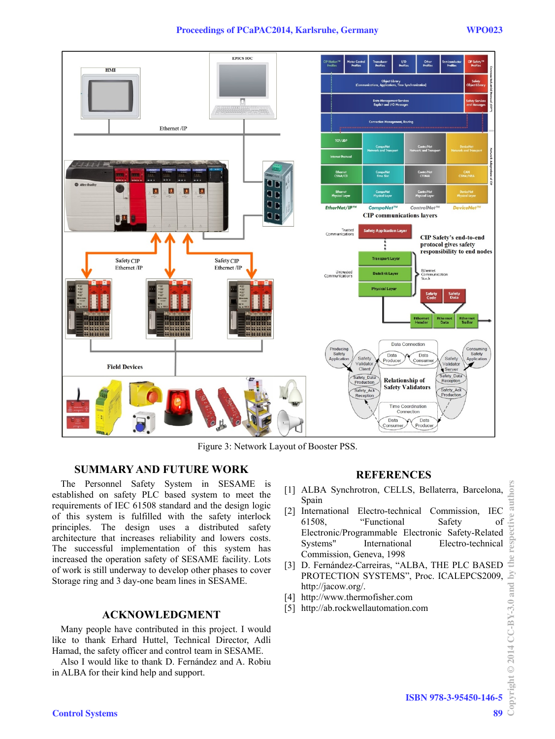Figure 3: Network Layout of Booster PSS.

## SUMMARY AND FUTURE WORK

The Personnel Safety System in SESAME is established on safety PLC based system to meet the requirements of IEC 61508 standard and the design logic of this system is fulfilled with the safety interlock principles. The design uses a distributed safety architecture that increases reliability and lowers costs. The successful implementation of this system has increased the operation safety of SESAME facility. Lots of work is still underway to develop other phases to cover Storage ring and 3 day-one beam lines in SESAME.

## ACKNOWLEDGMENT

Many people have contributed in this project. I would like to thank Erhard Huttel, Technical Director, Adli Hamad, the safety officer and control team in SESAME.

Also I would like to thank D. Fernández and A. Robiu in ALBA for their kind help and support.

## REFERENCES

[1] ALBA Synchrotron, CELLS, Bellaterra, Barcelona, Spain

[2] International Electro-technical Commission, IEC 61508, "Functional Safety of Electronic/Programmable Electronic Safety-Related Systems" International Electro-technical Commission, Geneva, 1998

[3] D. Fernández-Carreiras, "ALBA, THE PLC BASED PROTECTION SYSTEMS", Proc. ICALEPCS2009, http://jacow.org/.

[4] http://www.thermofisher.com

[5] http://ab.rockwellautomation.com